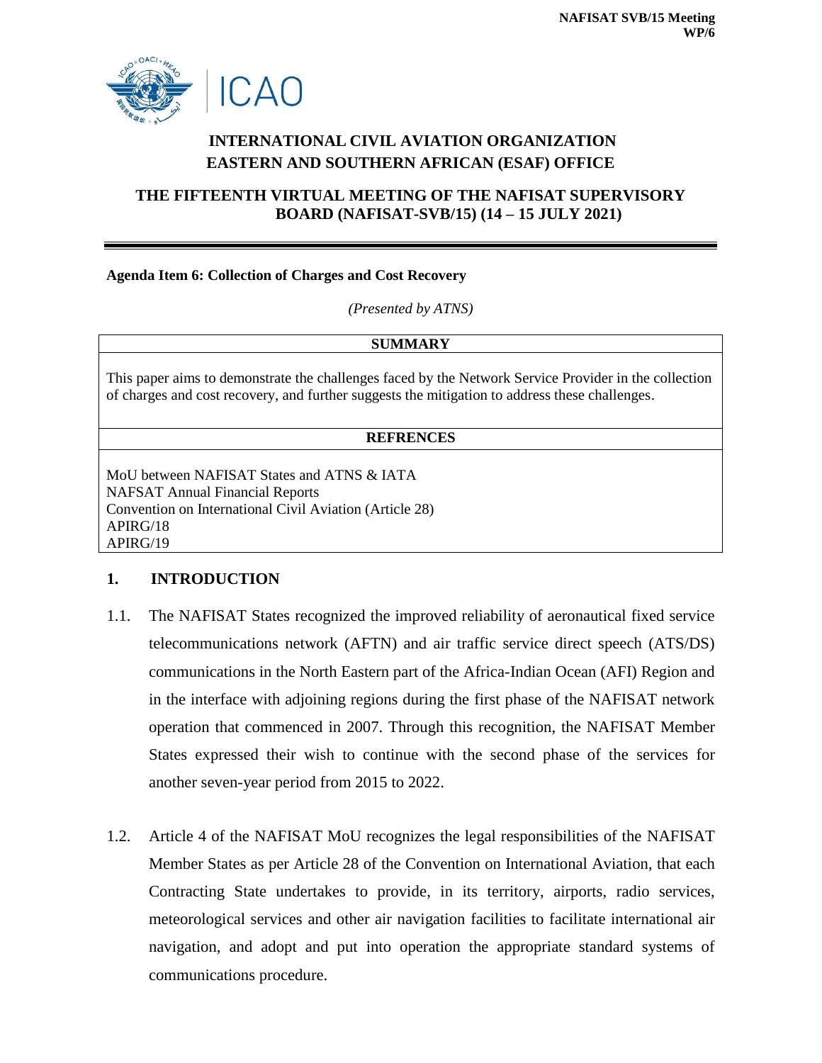**NAFISAT SVB/15 Meeting**
**WP/6**

ICAO

# INTERNATIONAL CIVIL AVIATION ORGANIZATION
# EASTERN AND SOUTHERN AFRICAN (ESAF) OFFICE

## THE FIFTEENTH VIRTUAL MEETING OF THE NAFISAT SUPERVISORY BOARD (NAFISAT-SVB/15) (14 – 15 JULY 2021)

**Agenda Item 6: Collection of Charges and Cost Recovery**

*(Presented by ATNS)*

| **SUMMARY** |
|---|
| This paper aims to demonstrate the challenges faced by the Network Service Provider in the collection of charges and cost recovery, and further suggests the mitigation to address these challenges. |

| **REFRENCES** |
|---|
| MoU between NAFISAT States and ATNS & IATA<br>NAFSAT Annual Financial Reports<br>Convention on International Civil Aviation (Article 28)<br>APIRG/18<br>APIRG/19 |

## 1. INTRODUCTION

1.1. The NAFISAT States recognized the improved reliability of aeronautical fixed service telecommunications network (AFTN) and air traffic service direct speech (ATS/DS) communications in the North Eastern part of the Africa-Indian Ocean (AFI) Region and in the interface with adjoining regions during the first phase of the NAFISAT network operation that commenced in 2007. Through this recognition, the NAFISAT Member States expressed their wish to continue with the second phase of the services for another seven-year period from 2015 to 2022.

1.2. Article 4 of the NAFISAT MoU recognizes the legal responsibilities of the NAFISAT Member States as per Article 28 of the Convention on International Aviation, that each Contracting State undertakes to provide, in its territory, airports, radio services, meteorological services and other air navigation facilities to facilitate international air navigation, and adopt and put into operation the appropriate standard systems of communications procedure.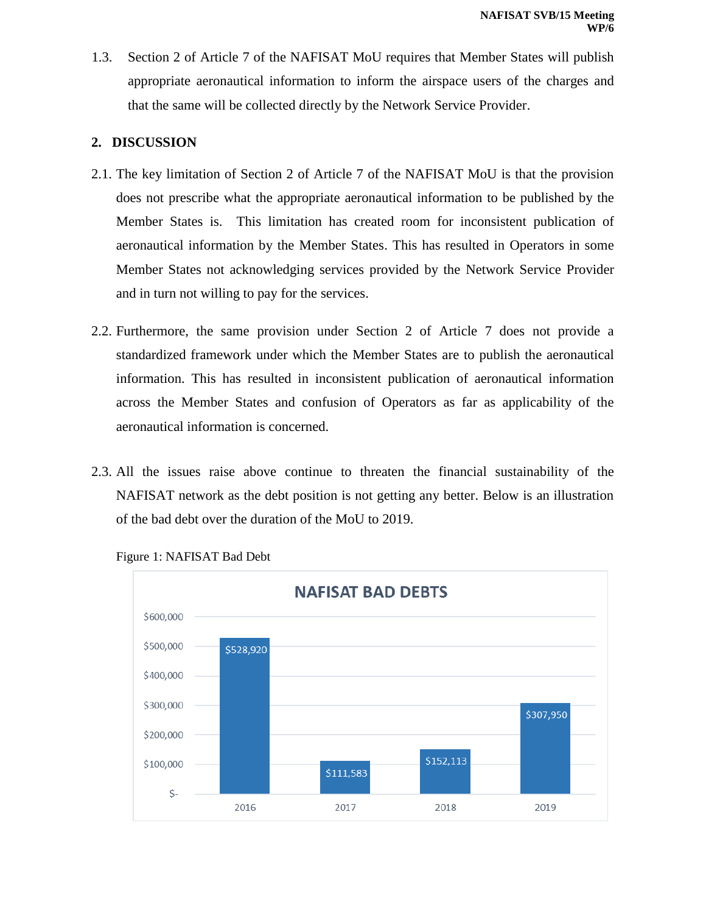1.3. Section 2 of Article 7 of the NAFISAT MoU requires that Member States will publish appropriate aeronautical information to inform the airspace users of the charges and that the same will be collected directly by the Network Service Provider.

## 2. DISCUSSION

2.1. The key limitation of Section 2 of Article 7 of the NAFISAT MoU is that the provision does not prescribe what the appropriate aeronautical information to be published by the Member States is. This limitation has created room for inconsistent publication of aeronautical information by the Member States. This has resulted in Operators in some Member States not acknowledging services provided by the Network Service Provider and in turn not willing to pay for the services.

2.2. Furthermore, the same provision under Section 2 of Article 7 does not provide a standardized framework under which the Member States are to publish the aeronautical information. This has resulted in inconsistent publication of aeronautical information across the Member States and confusion of Operators as far as applicability of the aeronautical information is concerned.

2.3. All the issues raise above continue to threaten the financial sustainability of the NAFISAT network as the debt position is not getting any better. Below is an illustration of the bad debt over the duration of the MoU to 2019.

Figure 1: NAFISAT Bad Debt

**NAFISAT BAD DEBTS**

| Year | Bad Debt |
|---|---|
| 2016 | $528,920 |
| 2017 | $111,583 |
| 2018 | $152,113 |
| 2019 | $307,950 |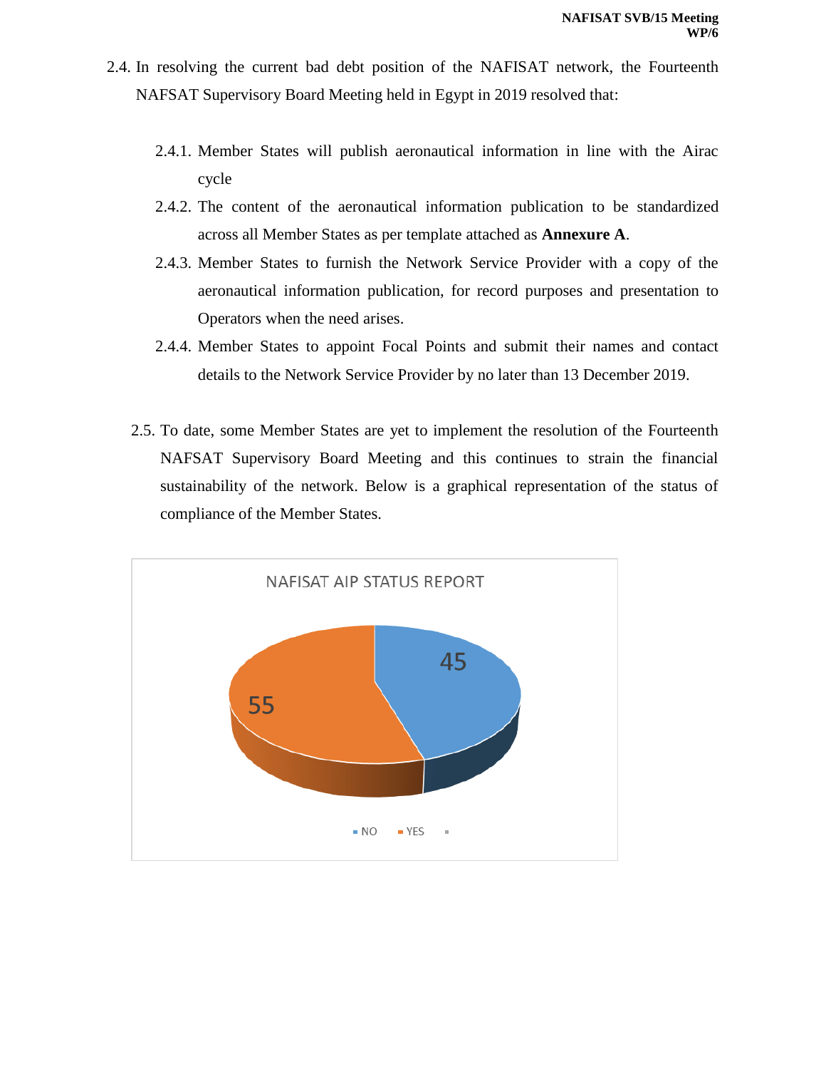2.4. In resolving the current bad debt position of the NAFISAT network, the Fourteenth NAFSAT Supervisory Board Meeting held in Egypt in 2019 resolved that:

   2.4.1. Member States will publish aeronautical information in line with the Airac cycle
   2.4.2. The content of the aeronautical information publication to be standardized across all Member States as per template attached as **Annexure A**.
   2.4.3. Member States to furnish the Network Service Provider with a copy of the aeronautical information publication, for record purposes and presentation to Operators when the need arises.
   2.4.4. Member States to appoint Focal Points and submit their names and contact details to the Network Service Provider by no later than 13 December 2019.

2.5. To date, some Member States are yet to implement the resolution of the Fourteenth NAFSAT Supervisory Board Meeting and this continues to strain the financial sustainability of the network. Below is a graphical representation of the status of compliance of the Member States.

NAFISAT AIP STATUS REPORT

| Status | Value |
| --- | --- |
| NO | 45 |
| YES | 55 |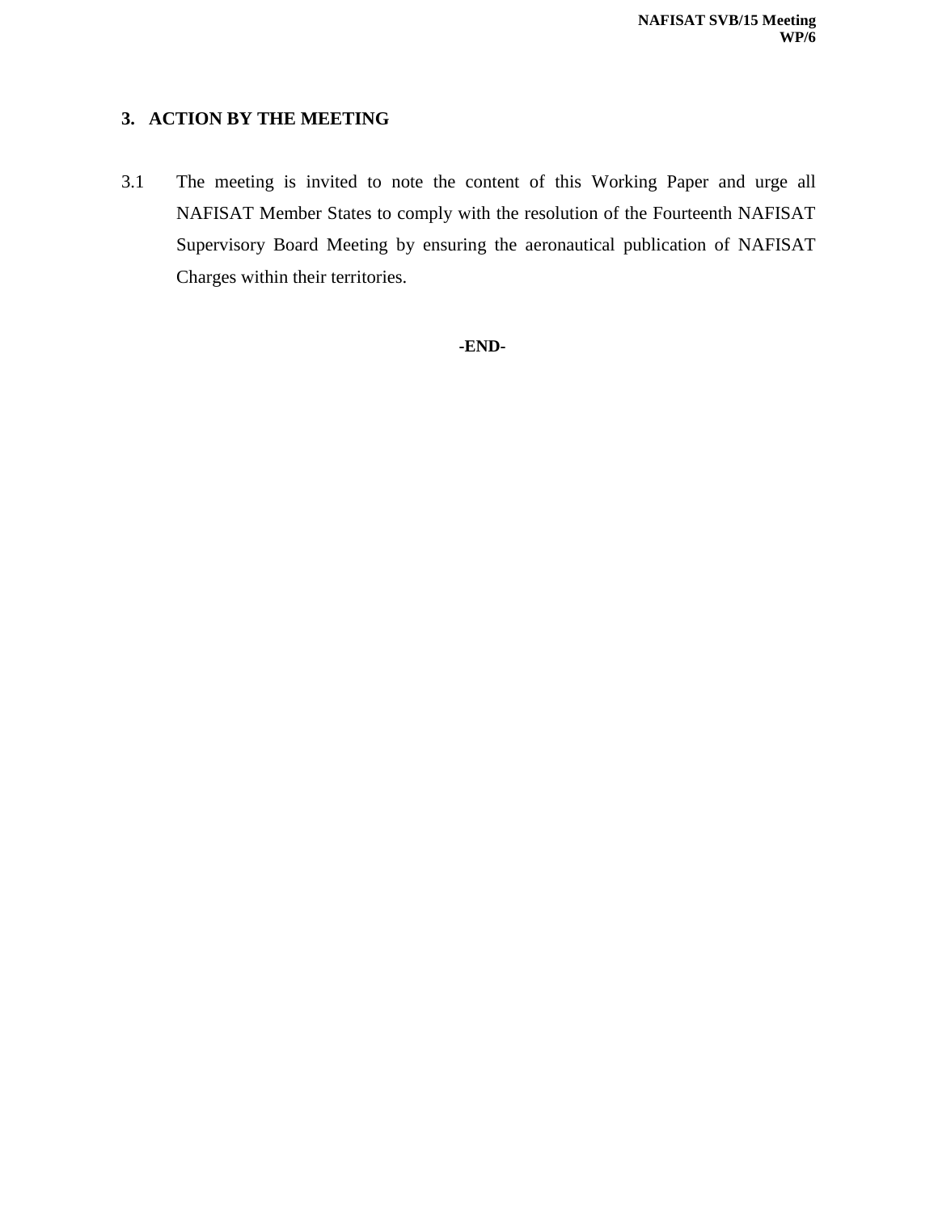## 3. ACTION BY THE MEETING

3.1 The meeting is invited to note the content of this Working Paper and urge all NAFISAT Member States to comply with the resolution of the Fourteenth NAFISAT Supervisory Board Meeting by ensuring the aeronautical publication of NAFISAT Charges within their territories.

**-END-**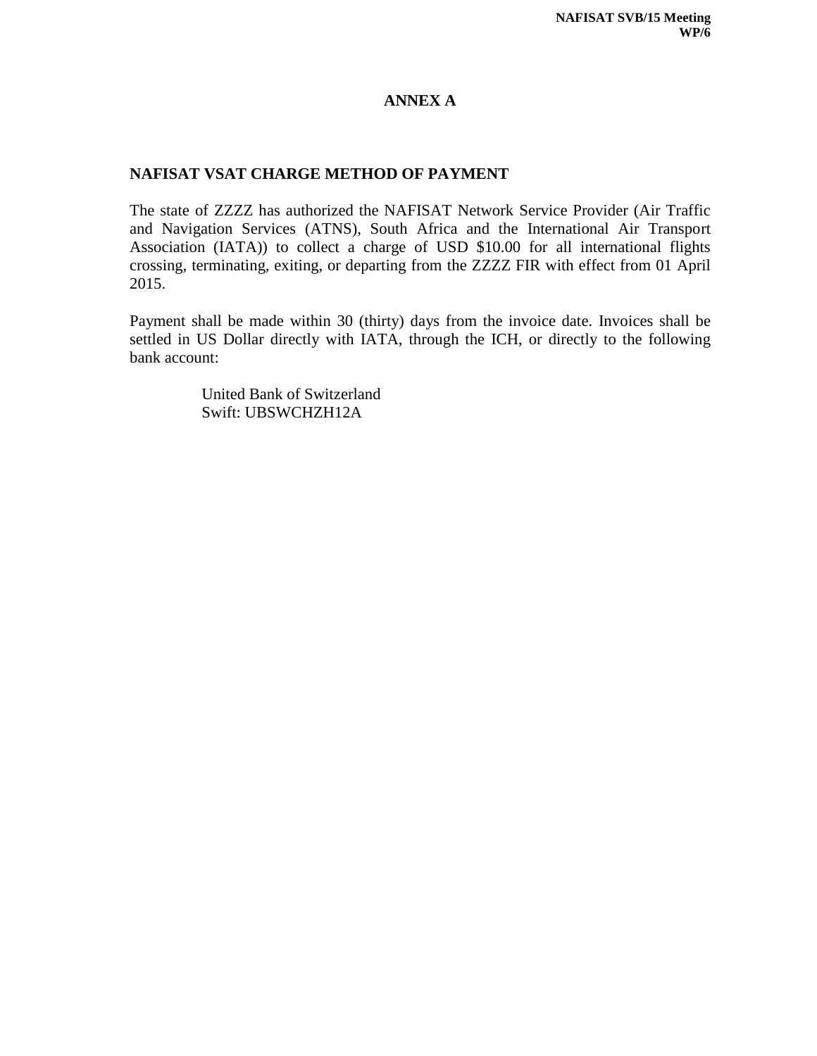# ANNEX A

## NAFISAT VSAT CHARGE METHOD OF PAYMENT

The state of ZZZZ has authorized the NAFISAT Network Service Provider (Air Traffic and Navigation Services (ATNS), South Africa and the International Air Transport Association (IATA)) to collect a charge of USD $10.00 for all international flights crossing, terminating, exiting, or departing from the ZZZZ FIR with effect from 01 April 2015.

Payment shall be made within 30 (thirty) days from the invoice date. Invoices shall be settled in US Dollar directly with IATA, through the ICH, or directly to the following bank account:

United Bank of Switzerland
Swift: UBSWCHZH12A